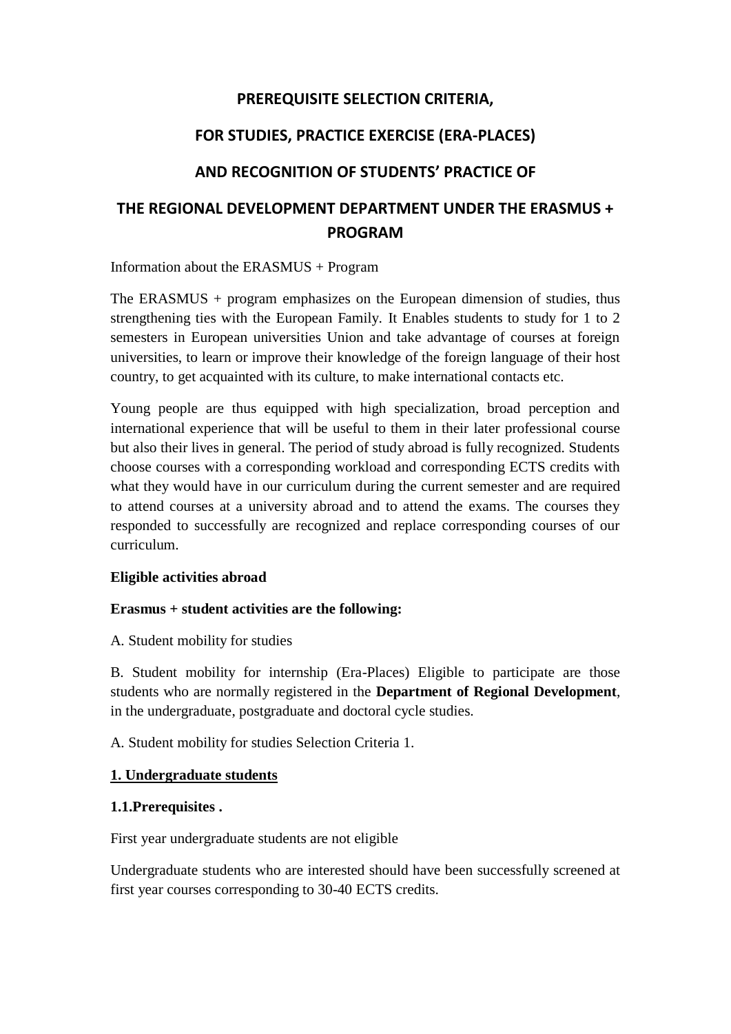# PREREQUISITE SELECTION CRITERIA,

# FOR STUDIES, PRACTICE EXERCISE (ERA-PLACES)

# AND RECOGNITION OF STUDENTS' PRACTICE OF

# THE REGIONAL DEVELOPMENT DEPARTMENT UNDER THE ERASMUS + PROGRAM

Information about the ERASMUS + Program

The ERASMUS + program emphasizes on the European dimension of studies, thus strengthening ties with the European Family. It Enables students to study for 1 to 2 semesters in European universities Union and take advantage of courses at foreign universities, to learn or improve their knowledge of the foreign language of their host country, to get acquainted with its culture, to make international contacts etc.

Young people are thus equipped with high specialization, broad perception and international experience that will be useful to them in their later professional course but also their lives in general. The period of study abroad is fully recognized. Students choose courses with a corresponding workload and corresponding ECTS credits with what they would have in our curriculum during the current semester and are required to attend courses at a university abroad and to attend the exams. The courses they responded to successfully are recognized and replace corresponding courses of our curriculum.

**Eligible activities abroad**

**Erasmus + student activities are the following:**

A. Student mobility for studies

B. Student mobility for internship (Era-Places) Eligible to participate are those students who are normally registered in the **Department of Regional Development**, in the undergraduate, postgraduate and doctoral cycle studies.

A. Student mobility for studies Selection Criteria 1.

**1. Undergraduate students**

**1.1.Prerequisites .**

First year undergraduate students are not eligible

Undergraduate students who are interested should have been successfully screened at first year courses corresponding to 30-40 ECTS credits.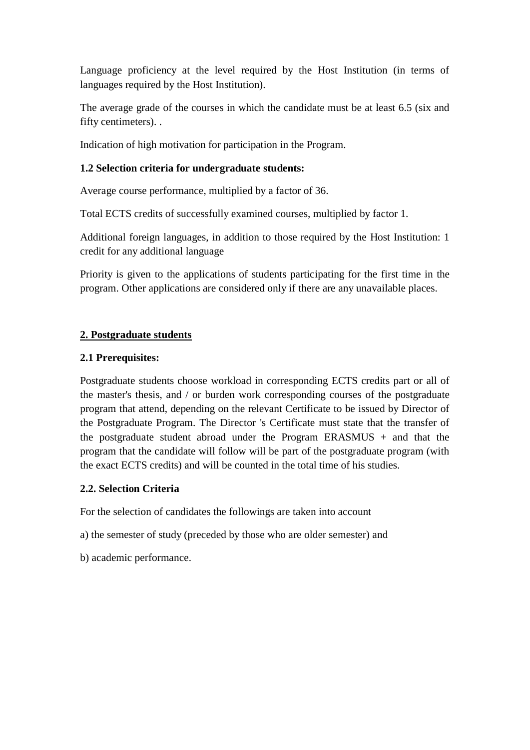Language proficiency at the level required by the Host Institution (in terms of languages required by the Host Institution).

The average grade of the courses in which the candidate must be at least 6.5 (six and fifty centimeters). .

Indication of high motivation for participation in the Program.

**1.2 Selection criteria for undergraduate students:**

Average course performance, multiplied by a factor of 36.

Total ECTS credits of successfully examined courses, multiplied by factor 1.

Additional foreign languages, in addition to those required by the Host Institution: 1 credit for any additional language

Priority is given to the applications of students participating for the first time in the program. Other applications are considered only if there are any unavailable places.

## 2. Postgraduate students

**2.1 Prerequisites:**

Postgraduate students choose workload in corresponding ECTS credits part or all of the master's thesis, and / or burden work corresponding courses of the postgraduate program that attend, depending on the relevant Certificate to be issued by Director of the Postgraduate Program. The Director 's Certificate must state that the transfer of the postgraduate student abroad under the Program ERASMUS + and that the program that the candidate will follow will be part of the postgraduate program (with the exact ECTS credits) and will be counted in the total time of his studies.

**2.2. Selection Criteria**

For the selection of candidates the followings are taken into account

a) the semester of study (preceded by those who are older semester) and

b) academic performance.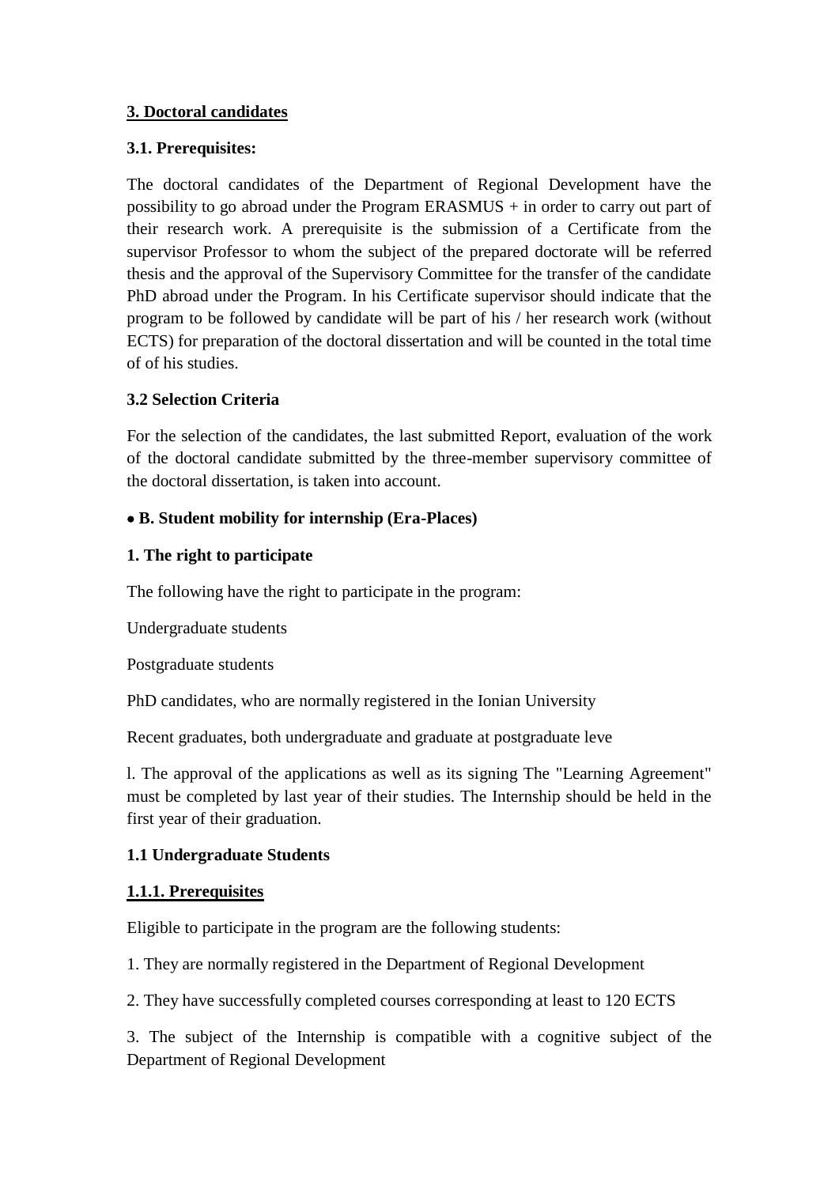**3. Doctoral candidates**

**3.1. Prerequisites:**

The doctoral candidates of the Department of Regional Development have the possibility to go abroad under the Program ERASMUS + in order to carry out part of their research work. A prerequisite is the submission of a Certificate from the supervisor Professor to whom the subject of the prepared doctorate will be referred thesis and the approval of the Supervisory Committee for the transfer of the candidate PhD abroad under the Program. In his Certificate supervisor should indicate that the program to be followed by candidate will be part of his / her research work (without ECTS) for preparation of the doctoral dissertation and will be counted in the total time of of his studies.

**3.2 Selection Criteria**

For the selection of the candidates, the last submitted Report, evaluation of the work of the doctoral candidate submitted by the three-member supervisory committee of the doctoral dissertation, is taken into account.

- **B. Student mobility for internship (Era-Places)**

**1. The right to participate**

The following have the right to participate in the program:

Undergraduate students

Postgraduate students

PhD candidates, who are normally registered in the Ionian University

Recent graduates, both undergraduate and graduate at postgraduate leve

l. The approval of the applications as well as its signing The "Learning Agreement" must be completed by last year of their studies. The Internship should be held in the first year of their graduation.

**1.1 Undergraduate Students**

**1.1.1. Prerequisites**

Eligible to participate in the program are the following students:

1. They are normally registered in the Department of Regional Development

2. They have successfully completed courses corresponding at least to 120 ECTS

3. The subject of the Internship is compatible with a cognitive subject of the Department of Regional Development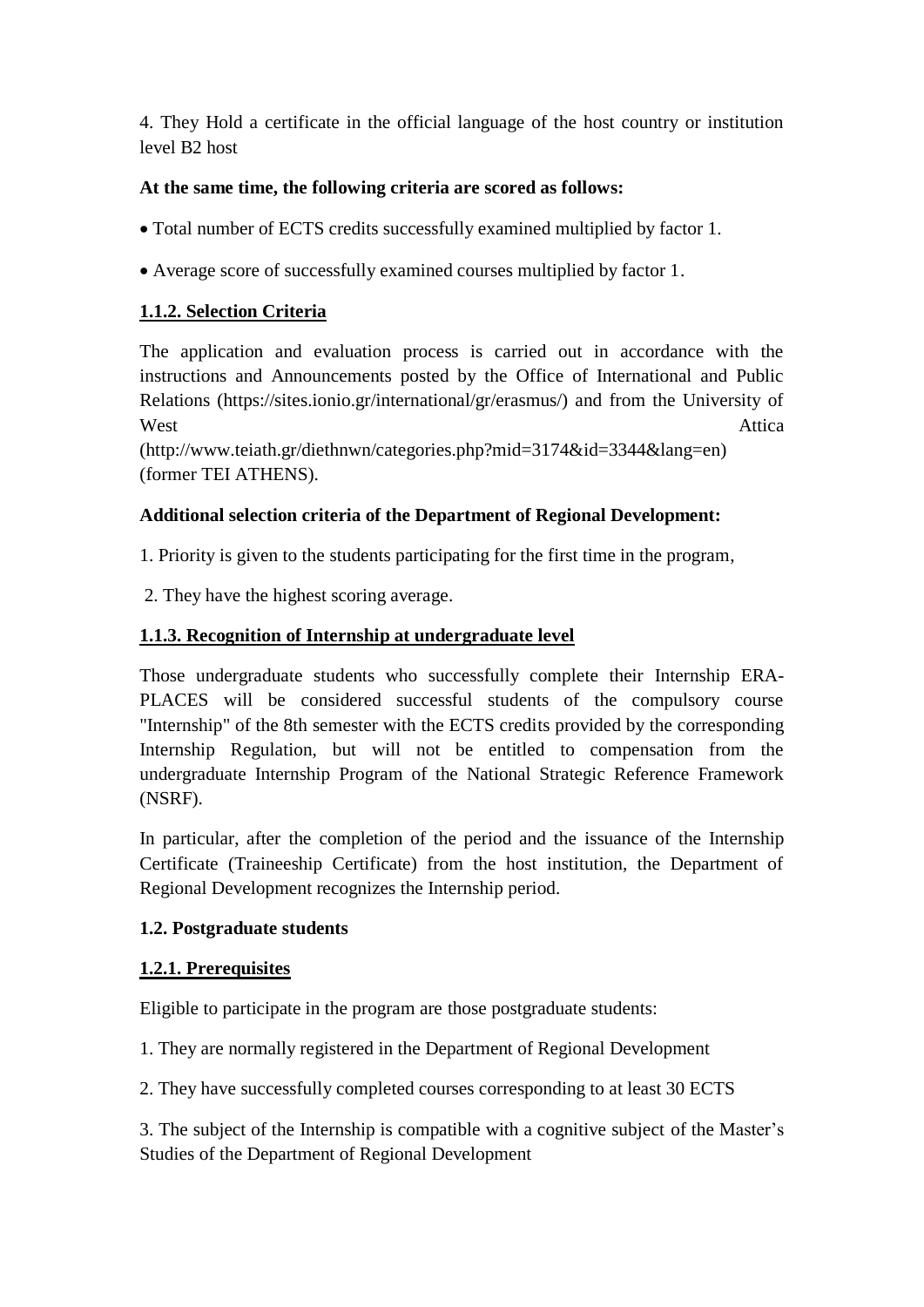4. They Hold a certificate in the official language of the host country or institution level B2 host

**At the same time, the following criteria are scored as follows:**

- Total number of ECTS credits successfully examined multiplied by factor 1.
- Average score of successfully examined courses multiplied by factor 1.

#### 1.1.2. Selection Criteria

The application and evaluation process is carried out in accordance with the instructions and Announcements posted by the Office of International and Public Relations (https://sites.ionio.gr/international/gr/erasmus/) and from the University of West Attica (http://www.teiath.gr/diethnwn/categories.php?mid=3174&id=3344&lang=en) (former TEI ATHENS).

**Additional selection criteria of the Department of Regional Development:**

1. Priority is given to the students participating for the first time in the program,
2. They have the highest scoring average.

#### 1.1.3. Recognition of Internship at undergraduate level

Those undergraduate students who successfully complete their Internship ERA-PLACES will be considered successful students of the compulsory course "Internship" of the 8th semester with the ECTS credits provided by the corresponding Internship Regulation, but will not be entitled to compensation from the undergraduate Internship Program of the National Strategic Reference Framework (NSRF).

In particular, after the completion of the period and the issuance of the Internship Certificate (Traineeship Certificate) from the host institution, the Department of Regional Development recognizes the Internship period.

### 1.2. Postgraduate students

#### 1.2.1. Prerequisites

Eligible to participate in the program are those postgraduate students:

1. They are normally registered in the Department of Regional Development
2. They have successfully completed courses corresponding to at least 30 ECTS
3. The subject of the Internship is compatible with a cognitive subject of the Master's Studies of the Department of Regional Development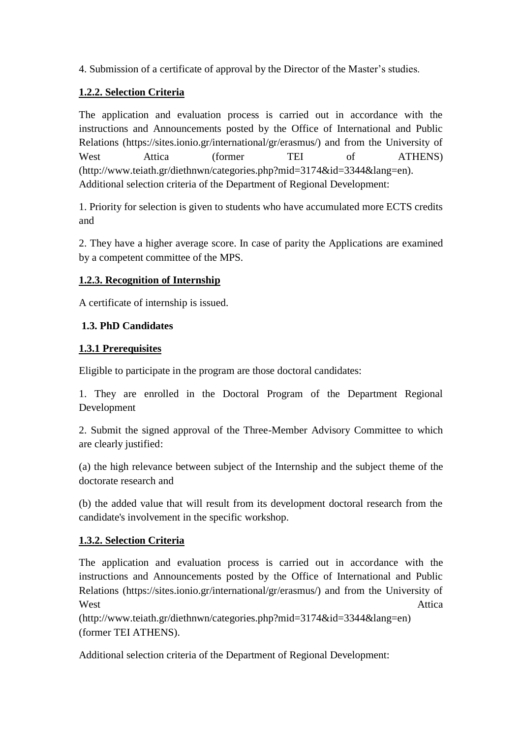4. Submission of a certificate of approval by the Director of the Master's studies.

**1.2.2. Selection Criteria**

The application and evaluation process is carried out in accordance with the instructions and Announcements posted by the Office of International and Public Relations (https://sites.ionio.gr/international/gr/erasmus/) and from the University of West Attica (former TEI of ATHENS) (http://www.teiath.gr/diethnwn/categories.php?mid=3174&id=3344&lang=en). Additional selection criteria of the Department of Regional Development:

1. Priority for selection is given to students who have accumulated more ECTS credits and

2. They have a higher average score. In case of parity the Applications are examined by a competent committee of the MPS.

**1.2.3. Recognition of Internship**

A certificate of internship is issued.

**1.3. PhD Candidates**

**1.3.1 Prerequisites**

Eligible to participate in the program are those doctoral candidates:

1. They are enrolled in the Doctoral Program of the Department Regional Development

2. Submit the signed approval of the Three-Member Advisory Committee to which are clearly justified:

(a) the high relevance between subject of the Internship and the subject theme of the doctorate research and

(b) the added value that will result from its development doctoral research from the candidate's involvement in the specific workshop.

**1.3.2. Selection Criteria**

The application and evaluation process is carried out in accordance with the instructions and Announcements posted by the Office of International and Public Relations (https://sites.ionio.gr/international/gr/erasmus/) and from the University of West Attica (http://www.teiath.gr/diethnwn/categories.php?mid=3174&id=3344&lang=en) (former TEI ATHENS).

Additional selection criteria of the Department of Regional Development: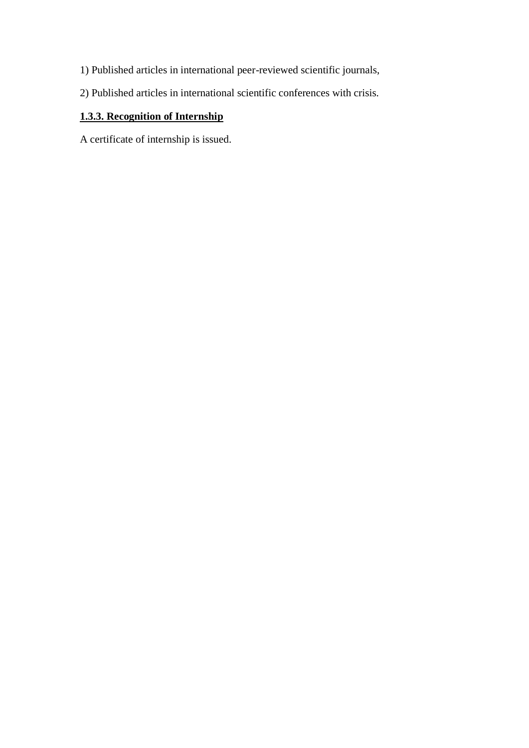1) Published articles in international peer-reviewed scientific journals,

2) Published articles in international scientific conferences with crisis.

### **1.3.3. Recognition of Internship**

A certificate of internship is issued.